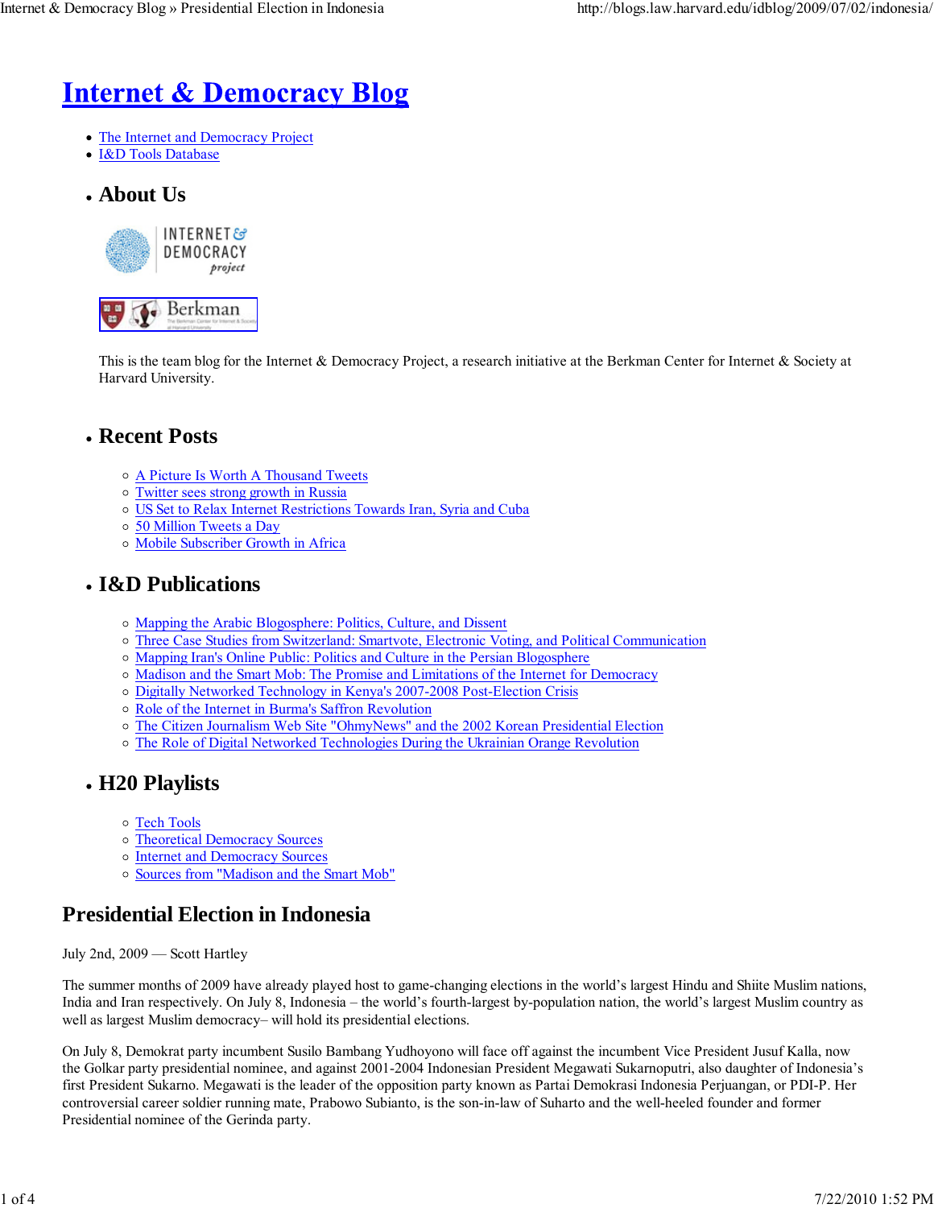# Internet & Democracy Blog

- The Internet and Democracy Project
- I&D Tools Database

- ## About Us

  This is the team blog for the Internet & Democracy Project, a research initiative at the Berkman Center for Internet & Society at Harvard University.

- ## Recent Posts
  - A Picture Is Worth A Thousand Tweets
  - Twitter sees strong growth in Russia
  - US Set to Relax Internet Restrictions Towards Iran, Syria and Cuba
  - 50 Million Tweets a Day
  - Mobile Subscriber Growth in Africa

- ## I&D Publications
  - Mapping the Arabic Blogosphere: Politics, Culture, and Dissent
  - Three Case Studies from Switzerland: Smartvote, Electronic Voting, and Political Communication
  - Mapping Iran's Online Public: Politics and Culture in the Persian Blogosphere
  - Madison and the Smart Mob: The Promise and Limitations of the Internet for Democracy
  - Digitally Networked Technology in Kenya's 2007-2008 Post-Election Crisis
  - Role of the Internet in Burma's Saffron Revolution
  - The Citizen Journalism Web Site "OhmyNews" and the 2002 Korean Presidential Election
  - The Role of Digital Networked Technologies During the Ukrainian Orange Revolution

- ## H20 Playlists
  - Tech Tools
  - Theoretical Democracy Sources
  - Internet and Democracy Sources
  - Sources from "Madison and the Smart Mob"

## Presidential Election in Indonesia

July 2nd, 2009 — Scott Hartley

The summer months of 2009 have already played host to game-changing elections in the world's largest Hindu and Shiite Muslim nations, India and Iran respectively. On July 8, Indonesia – the world's fourth-largest by-population nation, the world's largest Muslim country as well as largest Muslim democracy– will hold its presidential elections.

On July 8, Demokrat party incumbent Susilo Bambang Yudhoyono will face off against the incumbent Vice President Jusuf Kalla, now the Golkar party presidential nominee, and against 2001-2004 Indonesian President Megawati Sukarnoputri, also daughter of Indonesia's first President Sukarno. Megawati is the leader of the opposition party known as Partai Demokrasi Indonesia Perjuangan, or PDI-P. Her controversial career soldier running mate, Prabowo Subianto, is the son-in-law of Suharto and the well-heeled founder and former Presidential nominee of the Gerinda party.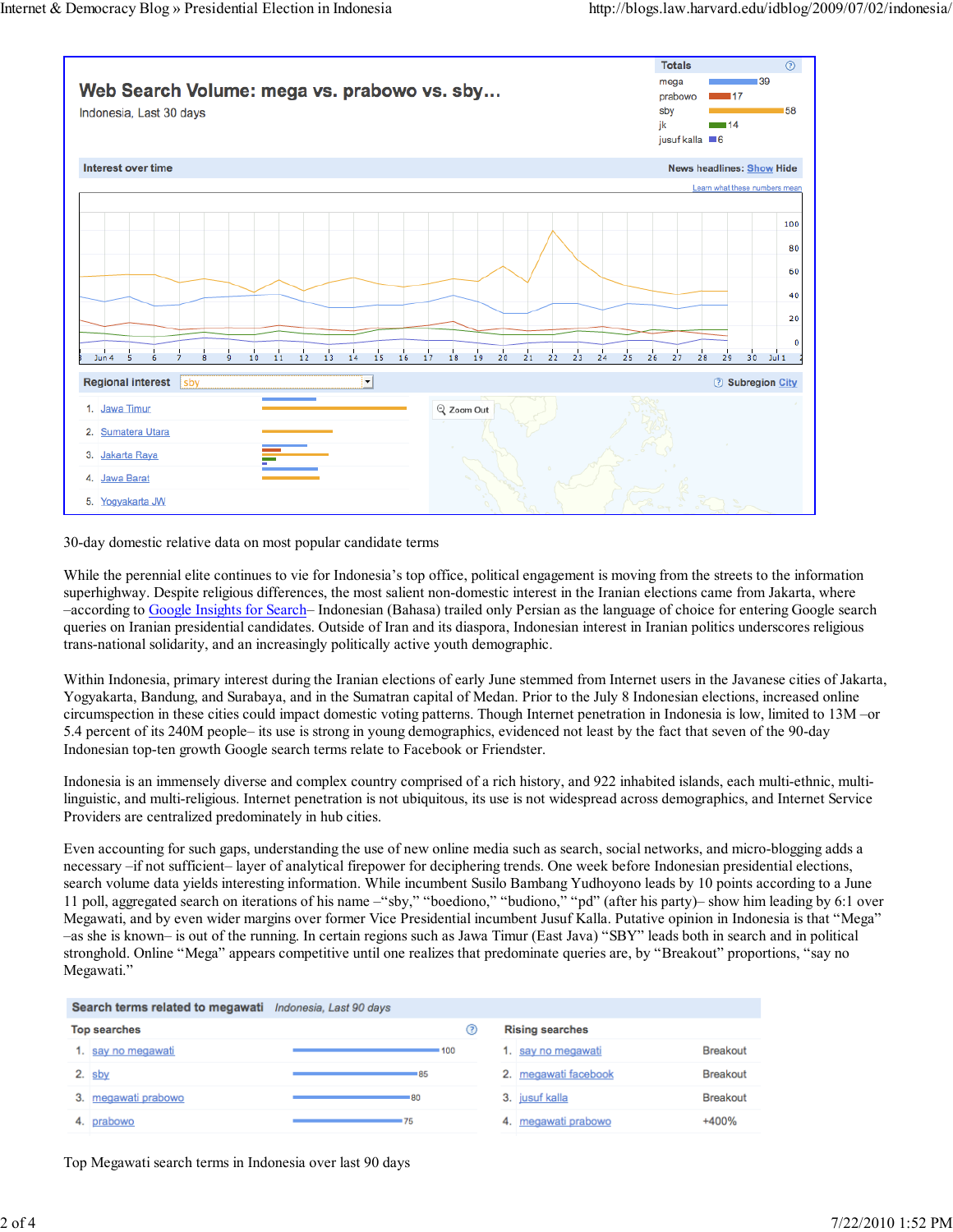**Web Search Volume: mega vs. prabowo vs. sby...**
Indonesia, Last 30 days

| Totals | |
|---|---|
| mega | 39 |
| prabowo | 17 |
| sby | 58 |
| jk | 14 |
| jusuf kalla | 6 |

Regional interest: sby

1. Jawa Timur
2. Sumatera Utara
3. Jakarta Raya
4. Jawa Barat
5. Yogyakarta JW

30-day domestic relative data on most popular candidate terms

While the perennial elite continues to vie for Indonesia's top office, political engagement is moving from the streets to the information superhighway. Despite religious differences, the most salient non-domestic interest in the Iranian elections came from Jakarta, where –according to Google Insights for Search– Indonesian (Bahasa) trailed only Persian as the language of choice for entering Google search queries on Iranian presidential candidates. Outside of Iran and its diaspora, Indonesian interest in Iranian politics underscores religious trans-national solidarity, and an increasingly politically active youth demographic.

Within Indonesia, primary interest during the Iranian elections of early June stemmed from Internet users in the Javanese cities of Jakarta, Yogyakarta, Bandung, and Surabaya, and in the Sumatran capital of Medan. Prior to the July 8 Indonesian elections, increased online circumspection in these cities could impact domestic voting patterns. Though Internet penetration in Indonesia is low, limited to 13M –or 5.4 percent of its 240M people– its use is strong in young demographics, evidenced not least by the fact that seven of the 90-day Indonesian top-ten growth Google search terms relate to Facebook or Friendster.

Indonesia is an immensely diverse and complex country comprised of a rich history, and 922 inhabited islands, each multi-ethnic, multi-linguistic, and multi-religious. Internet penetration is not ubiquitous, its use is not widespread across demographics, and Internet Service Providers are centralized predominately in hub cities.

Even accounting for such gaps, understanding the use of new online media such as search, social networks, and micro-blogging adds a necessary –if not sufficient– layer of analytical firepower for deciphering trends. One week before Indonesian presidential elections, search volume data yields interesting information. While incumbent Susilo Bambang Yudhoyono leads by 10 points according to a June 11 poll, aggregated search on iterations of his name –"sby," "boediono," "budiono," "pd" (after his party)– show him leading by 6:1 over Megawati, and by even wider margins over former Vice Presidential incumbent Jusuf Kalla. Putative opinion in Indonesia is that "Mega" –as she is known– is out of the running. In certain regions such as Jawa Timur (East Java) "SBY" leads both in search and in political stronghold. Online "Mega" appears competitive until one realizes that predominate queries are, by "Breakout" proportions, "say no Megawati."

**Search terms related to megawati** — Indonesia, Last 90 days

| | Top searches | | | Rising searches | |
|---|---|---|---|---|---|
| 1. | say no megawati | 100 | 1. | say no megawati | Breakout |
| 2. | sby | 85 | 2. | megawati facebook | Breakout |
| 3. | megawati prabowo | 80 | 3. | jusuf kalla | Breakout |
| 4. | prabowo | 75 | 4. | megawati prabowo | +400% |

Top Megawati search terms in Indonesia over last 90 days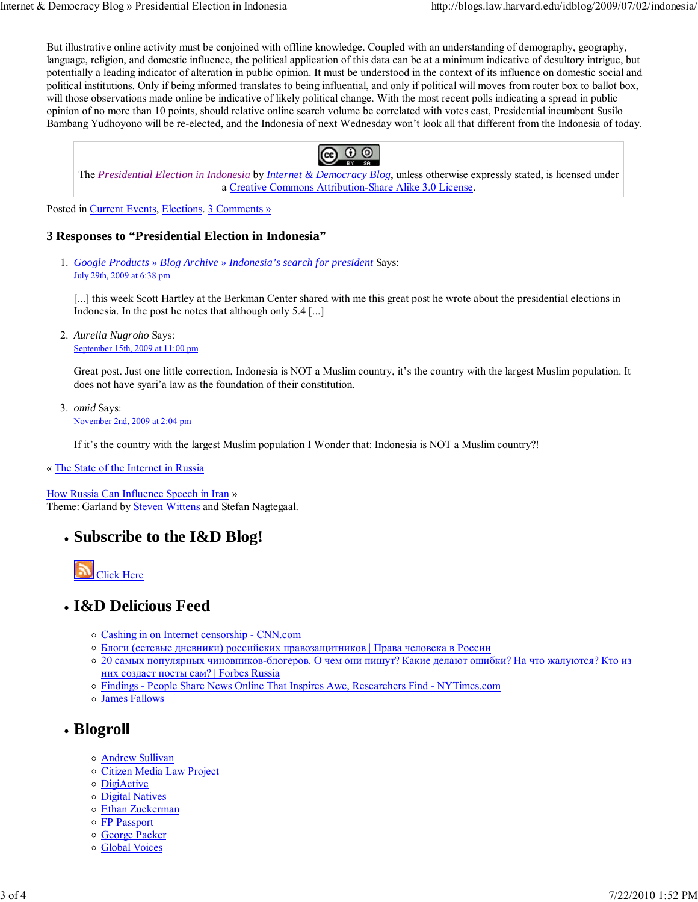But illustrative online activity must be conjoined with offline knowledge. Coupled with an understanding of demography, geography, language, religion, and domestic influence, the political application of this data can be at a minimum indicative of desultory intrigue, but potentially a leading indicator of alteration in public opinion. It must be understood in the context of its influence on domestic social and political institutions. Only if being informed translates to being influential, and only if political will moves from router box to ballot box, will those observations made online be indicative of likely political change. With the most recent polls indicating a spread in public opinion of no more than 10 points, should relative online search volume be correlated with votes cast, Presidential incumbent Susilo Bambang Yudhoyono will be re-elected, and the Indonesia of next Wednesday won't look all that different from the Indonesia of today.

The *Presidential Election in Indonesia* by *Internet & Democracy Blog*, unless otherwise expressly stated, is licensed under a Creative Commons Attribution-Share Alike 3.0 License.

Posted in Current Events, Elections. 3 Comments »

### 3 Responses to "Presidential Election in Indonesia"

1. *Google Products » Blog Archive » Indonesia's search for president* Says:
   July 29th, 2009 at 6:38 pm

   [...] this week Scott Hartley at the Berkman Center shared with me this great post he wrote about the presidential elections in Indonesia. In the post he notes that although only 5.4 [...]

2. *Aurelia Nugroho* Says:
   September 15th, 2009 at 11:00 pm

   Great post. Just one little correction, Indonesia is NOT a Muslim country, it's the country with the largest Muslim population. It does not have syari'a law as the foundation of their constitution.

3. *omid* Says:
   November 2nd, 2009 at 2:04 pm

   If it's the country with the largest Muslim population I Wonder that: Indonesia is NOT a Muslim country?!

« The State of the Internet in Russia

How Russia Can Influence Speech in Iran »
Theme: Garland by Steven Wittens and Stefan Nagtegaal.

- ## Subscribe to the I&D Blog!

  Click Here

- ## I&D Delicious Feed

  - Cashing in on Internet censorship - CNN.com
  - Блоги (сетевые дневники) российских правозащитников | Права человека в России
  - 20 самых популярных чиновников-блогеров. О чем они пишут? Какие делают ошибки? На что жалуются? Кто из них создает посты сам? | Forbes Russia
  - Findings - People Share News Online That Inspires Awe, Researchers Find - NYTimes.com
  - James Fallows

- ## Blogroll

  - Andrew Sullivan
  - Citizen Media Law Project
  - DigiActive
  - Digital Natives
  - Ethan Zuckerman
  - FP Passport
  - George Packer
  - Global Voices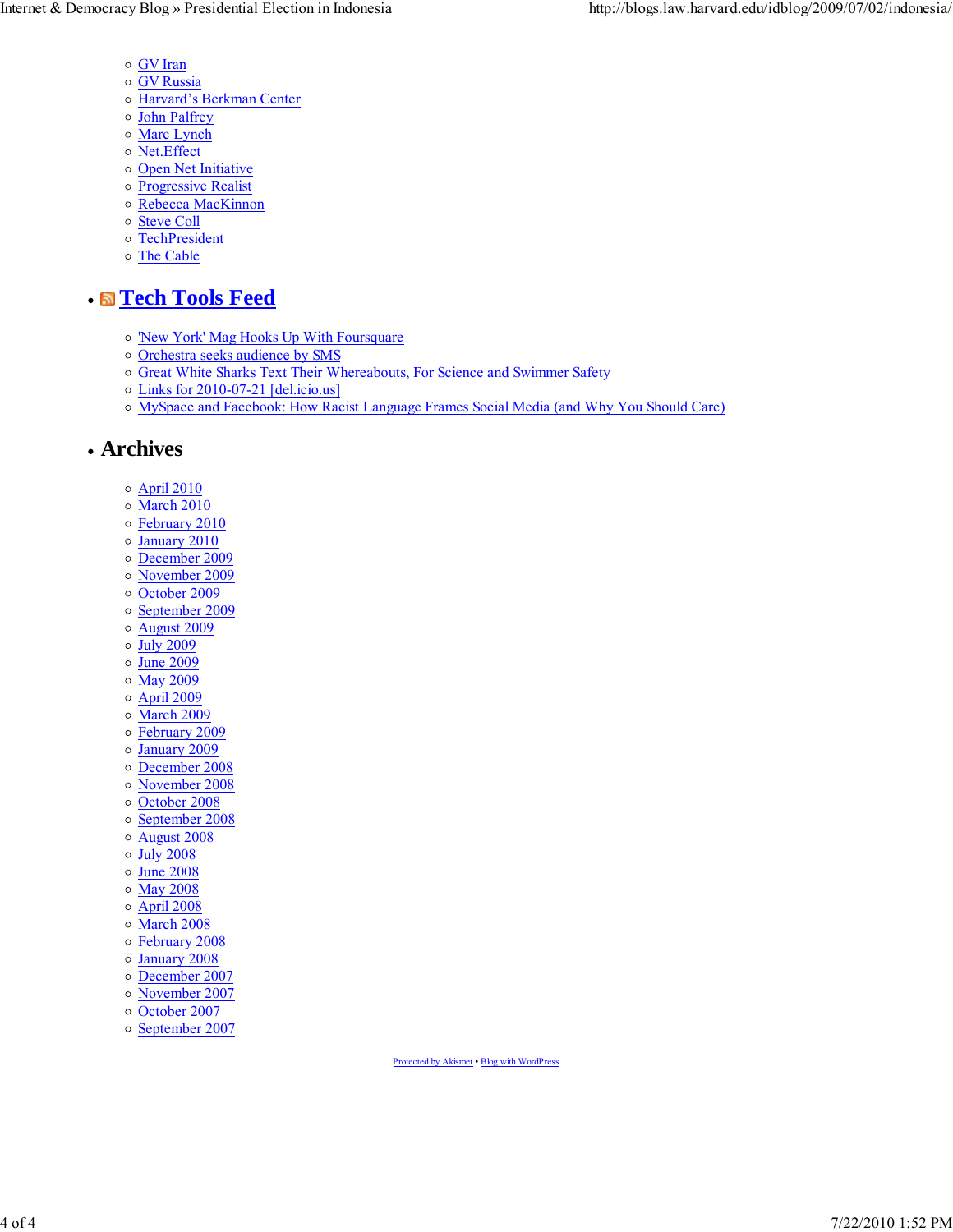- GV Iran
- GV Russia
- Harvard's Berkman Center
- John Palfrey
- Marc Lynch
- Net.Effect
- Open Net Initiative
- Progressive Realist
- Rebecca MacKinnon
- Steve Coll
- TechPresident
- The Cable

## Tech Tools Feed

- 'New York' Mag Hooks Up With Foursquare
- Orchestra seeks audience by SMS
- Great White Sharks Text Their Whereabouts, For Science and Swimmer Safety
- Links for 2010-07-21 [del.icio.us]
- MySpace and Facebook: How Racist Language Frames Social Media (and Why You Should Care)

## Archives

- April 2010
- March 2010
- February 2010
- January 2010
- December 2009
- November 2009
- October 2009
- September 2009
- August 2009
- July 2009
- June 2009
- May 2009
- April 2009
- March 2009
- February 2009
- January 2009
- December 2008
- November 2008
- October 2008
- September 2008
- August 2008
- July 2008
- June 2008
- May 2008
- April 2008
- March 2008
- February 2008
- January 2008
- December 2007
- November 2007
- October 2007
- September 2007

Protected by Akismet • Blog with WordPress